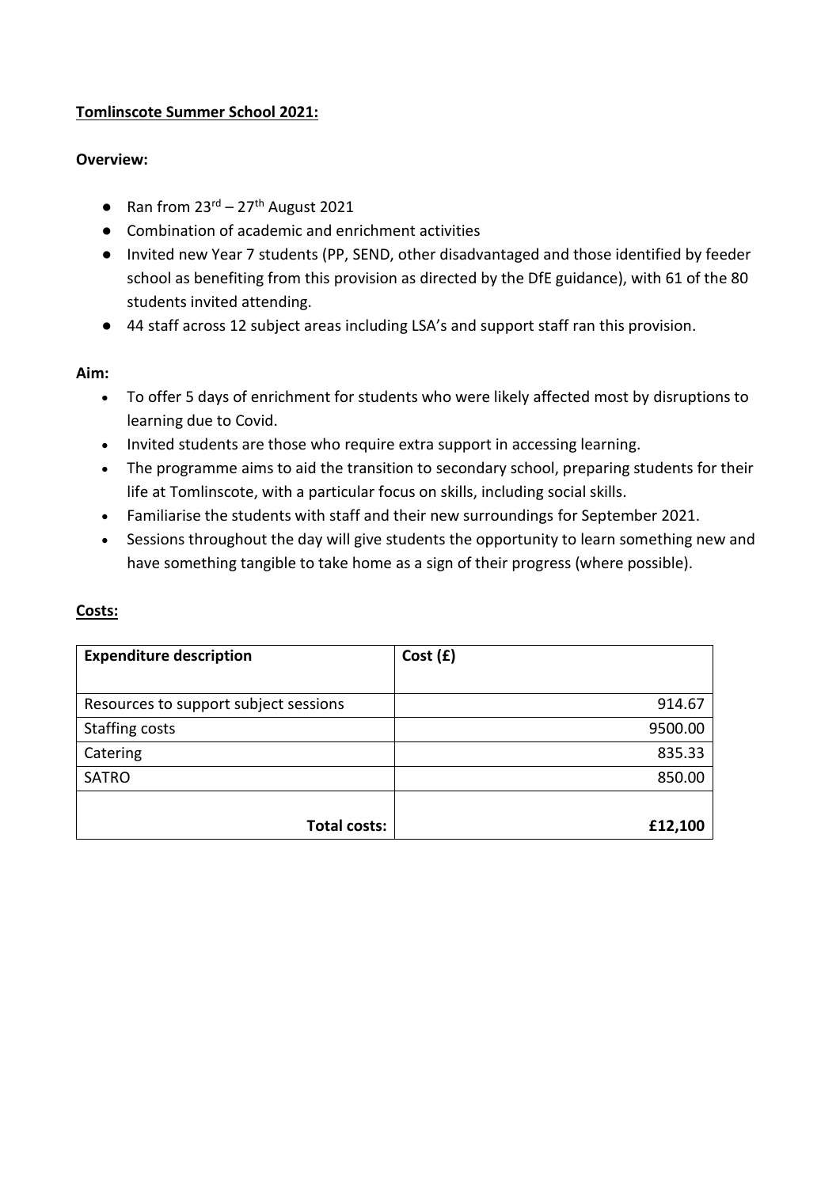**Tomlinscote Summer School 2021:**

**Overview:**

- Ran from 23rd – 27th August 2021
- Combination of academic and enrichment activities
- Invited new Year 7 students (PP, SEND, other disadvantaged and those identified by feeder school as benefiting from this provision as directed by the DfE guidance), with 61 of the 80 students invited attending.
- 44 staff across 12 subject areas including LSA's and support staff ran this provision.

**Aim:**

- To offer 5 days of enrichment for students who were likely affected most by disruptions to learning due to Covid.
- Invited students are those who require extra support in accessing learning.
- The programme aims to aid the transition to secondary school, preparing students for their life at Tomlinscote, with a particular focus on skills, including social skills.
- Familiarise the students with staff and their new surroundings for September 2021.
- Sessions throughout the day will give students the opportunity to learn something new and have something tangible to take home as a sign of their progress (where possible).

**Costs:**

| **Expenditure description** | **Cost (£)** |
| --- | ---: |
| Resources to support subject sessions | 914.67 |
| Staffing costs | 9500.00 |
| Catering | 835.33 |
| SATRO | 850.00 |
| **Total costs:** | **£12,100** |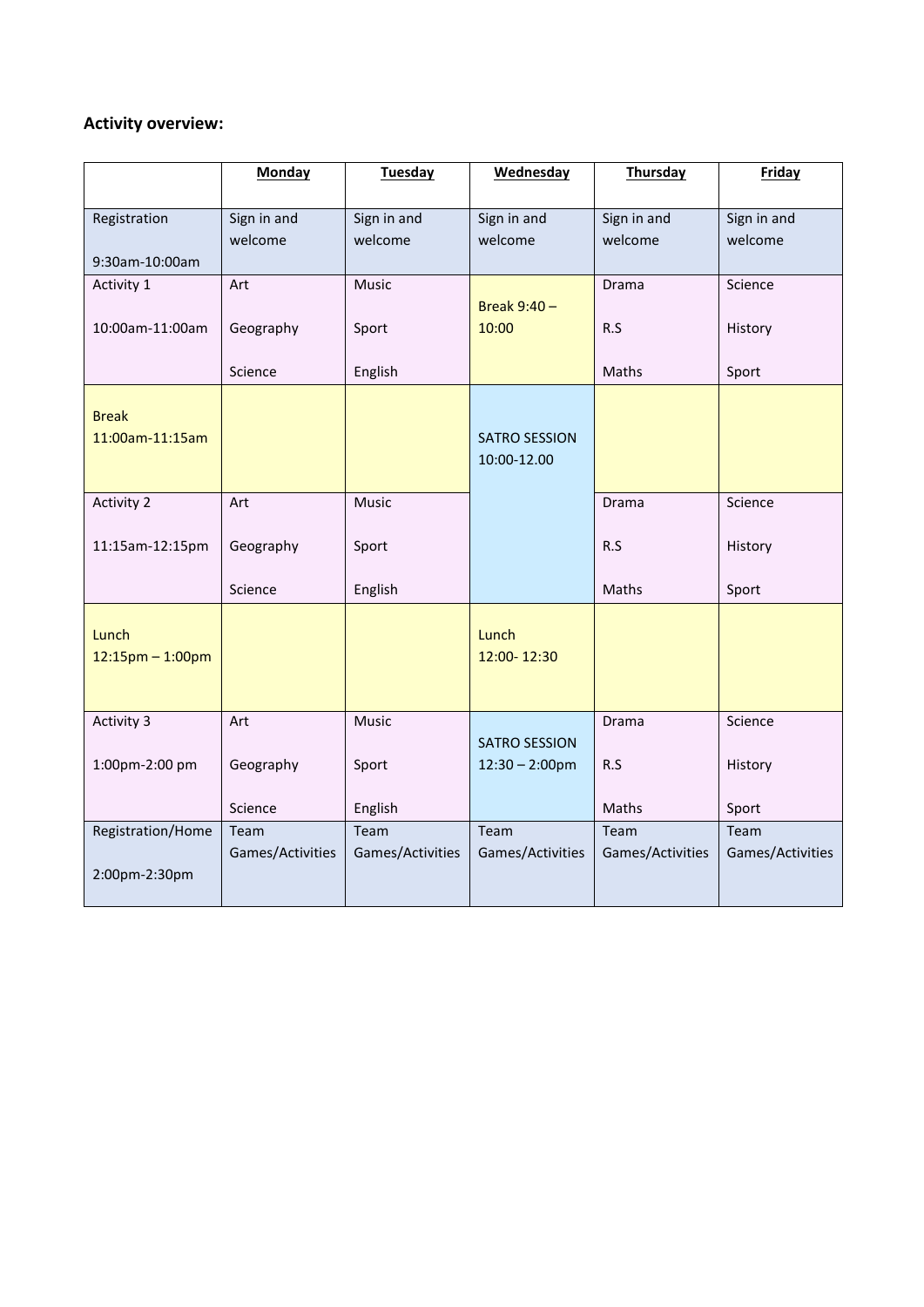**Activity overview:**

| | **Monday** | **Tuesday** | **Wednesday** | **Thursday** | **Friday** |
|---|---|---|---|---|---|
| Registration 9:30am-10:00am | Sign in and welcome | Sign in and welcome | Sign in and welcome | Sign in and welcome | Sign in and welcome |
| Activity 1 10:00am-11:00am | Art Geography Science | Music Sport English | Break 9:40 – 10:00 | Drama R.S Maths | Science History Sport |
| Break 11:00am-11:15am | | | SATRO SESSION 10:00-12.00 | | |
| Activity 2 11:15am-12:15pm | Art Geography Science | Music Sport English | | Drama R.S Maths | Science History Sport |
| Lunch 12:15pm – 1:00pm | | | Lunch 12:00- 12:30 | | |
| Activity 3 1:00pm-2:00 pm | Art Geography Science | Music Sport English | SATRO SESSION 12:30 – 2:00pm | Drama R.S Maths | Science History Sport |
| Registration/Home 2:00pm-2:30pm | Team Games/Activities | Team Games/Activities | Team Games/Activities | Team Games/Activities | Team Games/Activities |